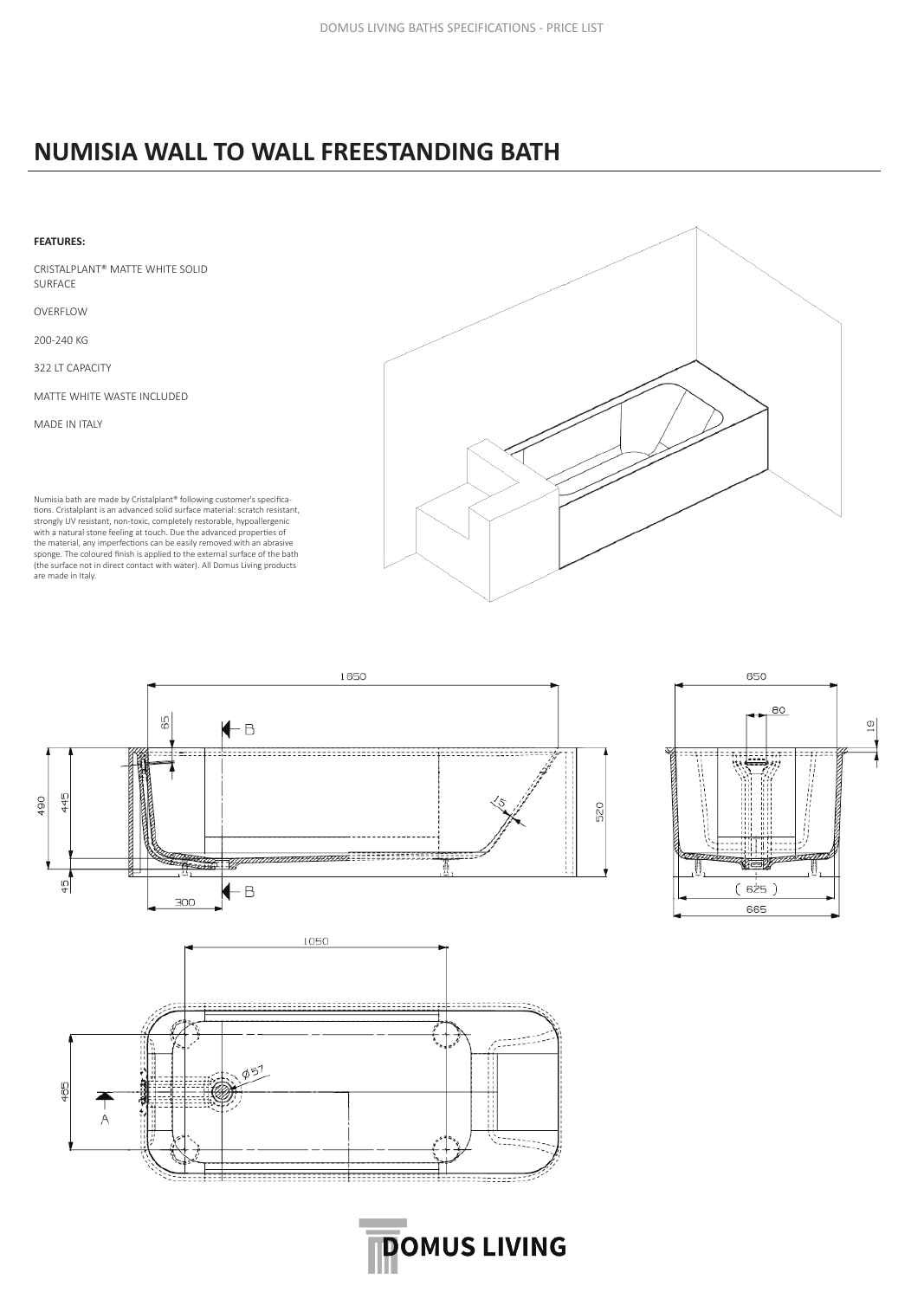# NUMISIA WALL TO WALL FREESTANDING BATH

**FEATURES:**

CRISTALPLANT® MATTE WHITE SOLID SURFACE

OVERFLOW

200-240 KG

322 LT CAPACITY

MATTE WHITE WASTE INCLUDED

MADE IN ITALY

Numisia bath are made by Cristalplant® following customer's specifications. Cristalplant is an advanced solid surface material: scratch resistant, strongly UV resistant, non-toxic, completely restorable, hypoallergenic with a natural stone feeling at touch. Due the advanced properties of the material, any imperfections can be easily removed with an abrasive sponge. The coloured finish is applied to the external surface of the bath (the surface not in direct contact with water). All Domus Living products are made in Italy.

DOMUS LIVING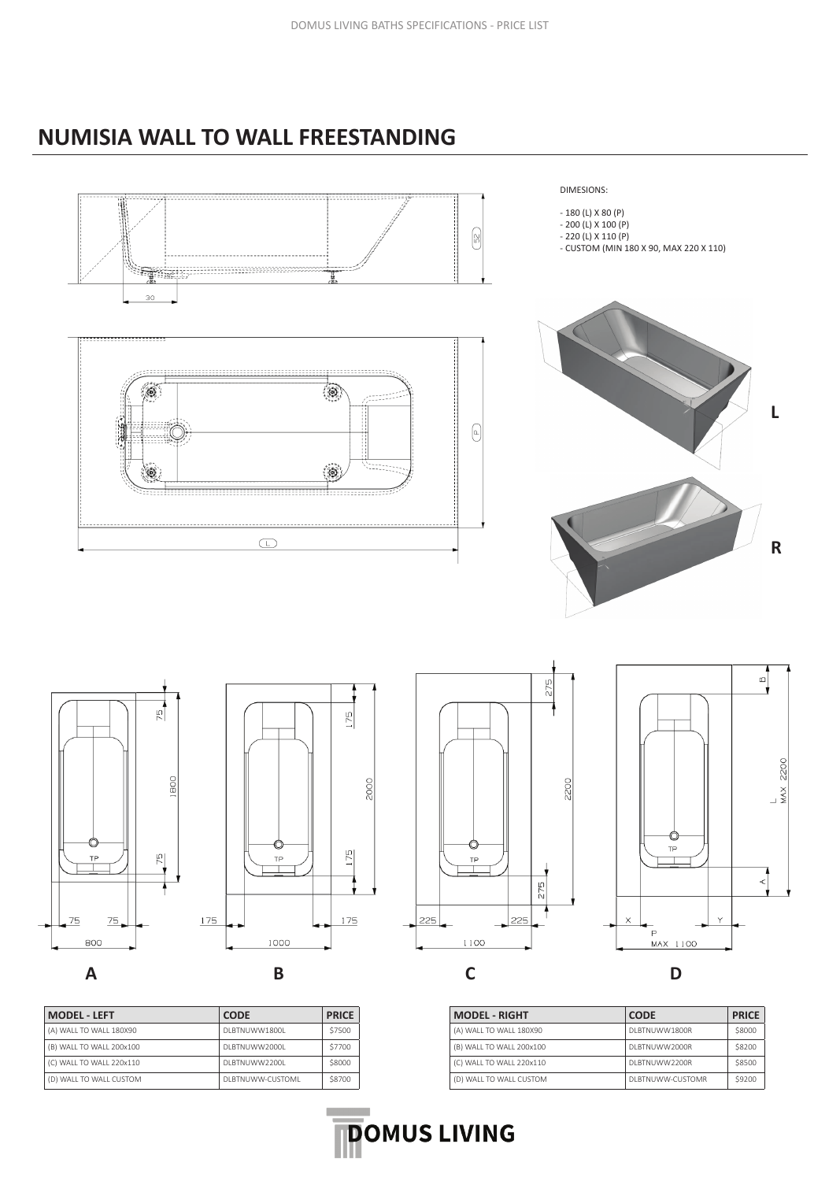## NUMISIA WALL TO WALL FREESTANDING

DIMESIONS:

- 180 (L) X 80 (P)
- 200 (L) X 100 (P)
- 220 (L) X 110 (P)
- CUSTOM (MIN 180 X 90, MAX 220 X 110)

L

R

A

B

C

D

| MODEL - LEFT | CODE | PRICE |
|---|---|---|
| (A) WALL TO WALL 180X90 | DLBTNUWW1800L | $7500 |
| (B) WALL TO WALL 200x100 | DLBTNUWW2000L | $7700 |
| (C) WALL TO WALL 220x110 | DLBTNUWW2200L | $8000 |
| (D) WALL TO WALL CUSTOM | DLBTNUWW-CUSTOML | $8700 |

| MODEL - RIGHT | CODE | PRICE |
|---|---|---|
| (A) WALL TO WALL 180X90 | DLBTNUWW1800R | $8000 |
| (B) WALL TO WALL 200x100 | DLBTNUWW2000R | $8200 |
| (C) WALL TO WALL 220x110 | DLBTNUWW2200R | $8500 |
| (D) WALL TO WALL CUSTOM | DLBTNUWW-CUSTOMR | $9200 |

DOMUS LIVING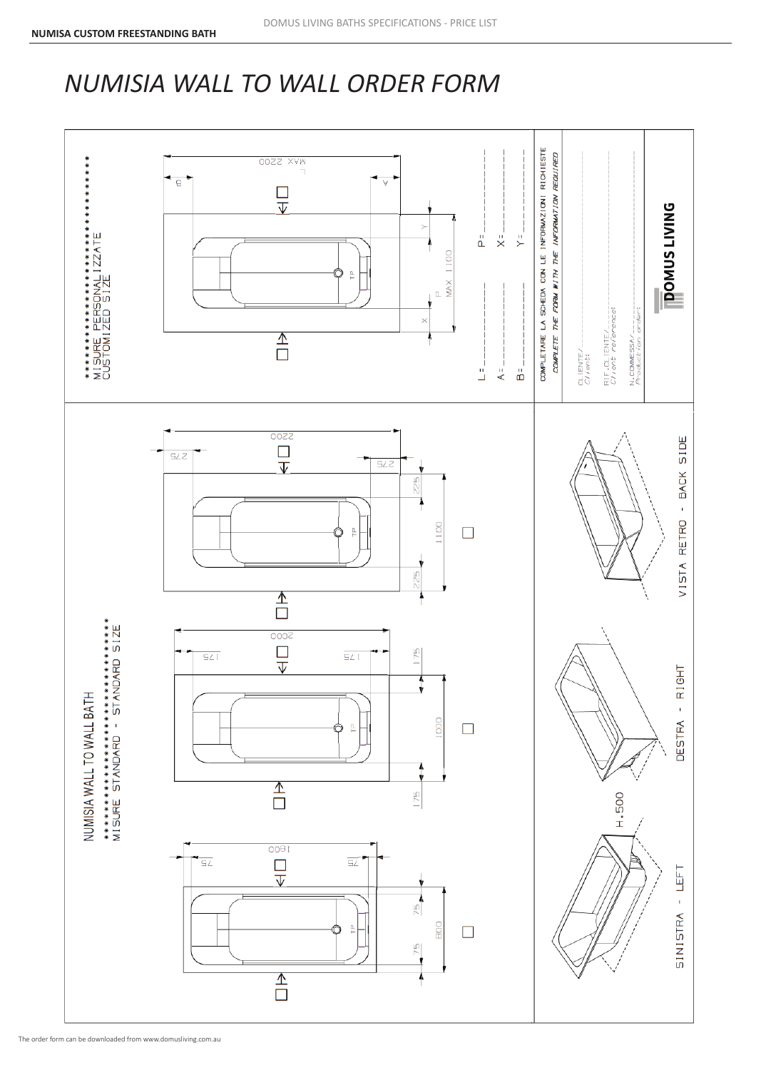# NUMISIA WALL TO WALL ORDER FORM

NUMISIA WALL TO WALL BATH

MISURE STANDARD - STANDARD SIZE

1800

75 75

75 75

800

2000

175 175

175 175

1000

2200

275 275

225 225

1100

MISURE PERSONALIZZATE
CUSTOMIZED SIZE

L MAX 2200

B A

Y X

P MAX 1100

L= A= B=

P= X= Y=

H.500

SINISTRA - LEFT

DESTRA - RIGHT

VISTA RETRO - BACK SIDE

COMPLETARE LA SCHEDA CON LE INFORMAZIONI RICHIESTE
COMPLETE THE FORM WITH THE INFORMATION REQUIRED

CLIENTE/
Client

RIF.CLIENTE/
Client reference

N.COMMESSA/
Production order

DOMUS LIVING

The order form can be downloaded from www.domusliving.com.au